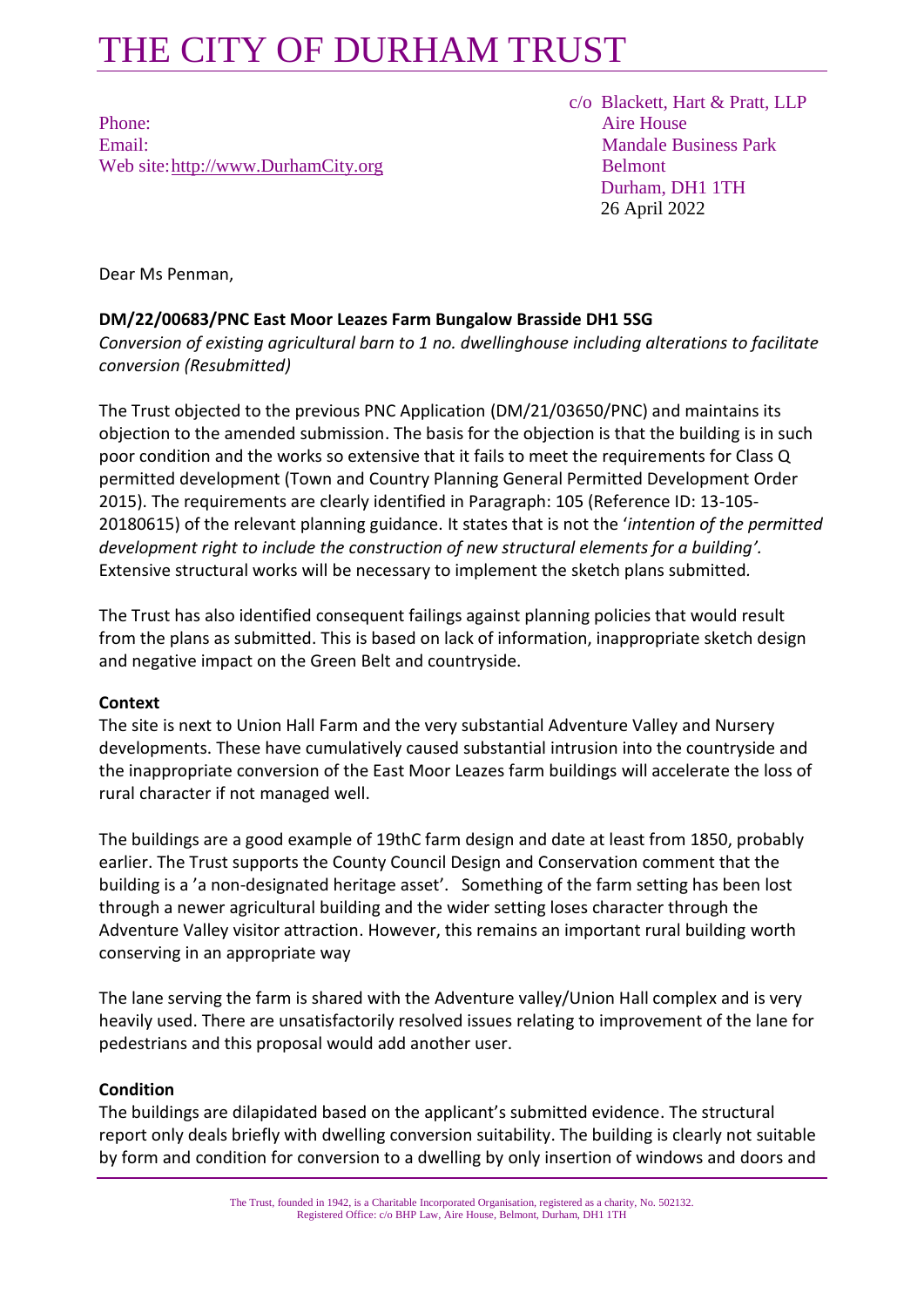# THE CITY OF DURHAM TRUST

Phone:
Email:
Web site: http://www.DurhamCity.org

c/o Blackett, Hart & Pratt, LLP
Aire House
Mandale Business Park
Belmont
Durham, DH1 1TH
26 April 2022

Dear Ms Penman,

**DM/22/00683/PNC East Moor Leazes Farm Bungalow Brasside DH1 5SG**

*Conversion of existing agricultural barn to 1 no. dwellinghouse including alterations to facilitate conversion (Resubmitted)*

The Trust objected to the previous PNC Application (DM/21/03650/PNC) and maintains its objection to the amended submission. The basis for the objection is that the building is in such poor condition and the works so extensive that it fails to meet the requirements for Class Q permitted development (Town and Country Planning General Permitted Development Order 2015). The requirements are clearly identified in Paragraph: 105 (Reference ID: 13-105-20180615) of the relevant planning guidance. It states that is not the '*intention of the permitted development right to include the construction of new structural elements for a building'.* Extensive structural works will be necessary to implement the sketch plans submitted.

The Trust has also identified consequent failings against planning policies that would result from the plans as submitted. This is based on lack of information, inappropriate sketch design and negative impact on the Green Belt and countryside.

**Context**

The site is next to Union Hall Farm and the very substantial Adventure Valley and Nursery developments. These have cumulatively caused substantial intrusion into the countryside and the inappropriate conversion of the East Moor Leazes farm buildings will accelerate the loss of rural character if not managed well.

The buildings are a good example of 19thC farm design and date at least from 1850, probably earlier. The Trust supports the County Council Design and Conservation comment that the building is a 'a non-designated heritage asset'. Something of the farm setting has been lost through a newer agricultural building and the wider setting loses character through the Adventure Valley visitor attraction. However, this remains an important rural building worth conserving in an appropriate way

The lane serving the farm is shared with the Adventure valley/Union Hall complex and is very heavily used. There are unsatisfactorily resolved issues relating to improvement of the lane for pedestrians and this proposal would add another user.

**Condition**

The buildings are dilapidated based on the applicant's submitted evidence. The structural report only deals briefly with dwelling conversion suitability. The building is clearly not suitable by form and condition for conversion to a dwelling by only insertion of windows and doors and

The Trust, founded in 1942, is a Charitable Incorporated Organisation, registered as a charity, No. 502132.
Registered Office: c/o BHP Law, Aire House, Belmont, Durham, DH1 1TH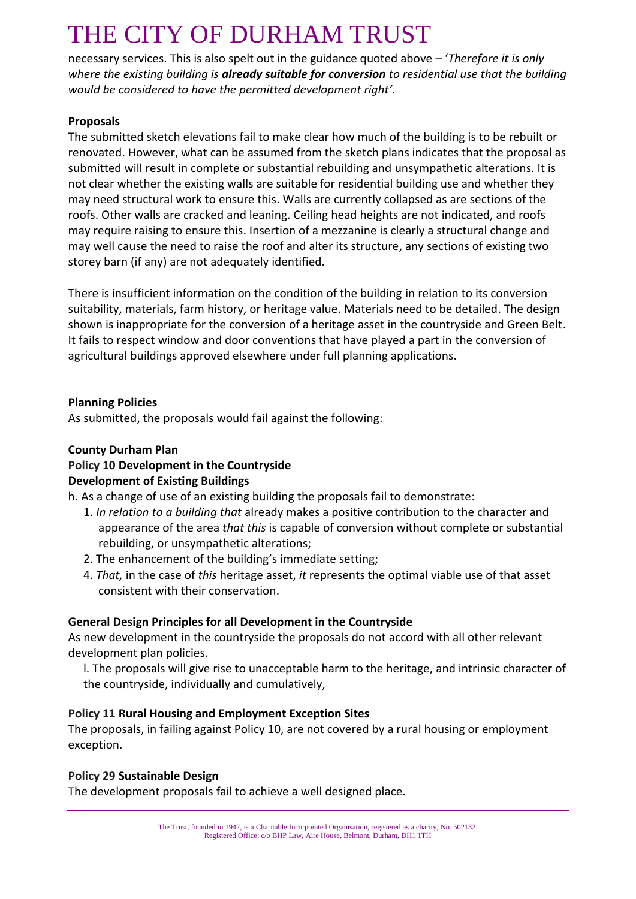necessary services. This is also spelt out in the guidance quoted above – '*Therefore it is only where the existing building is **already suitable for conversion** to residential use that the building would be considered to have the permitted development right'.*

**Proposals**

The submitted sketch elevations fail to make clear how much of the building is to be rebuilt or renovated. However, what can be assumed from the sketch plans indicates that the proposal as submitted will result in complete or substantial rebuilding and unsympathetic alterations. It is not clear whether the existing walls are suitable for residential building use and whether they may need structural work to ensure this. Walls are currently collapsed as are sections of the roofs. Other walls are cracked and leaning. Ceiling head heights are not indicated, and roofs may require raising to ensure this. Insertion of a mezzanine is clearly a structural change and may well cause the need to raise the roof and alter its structure, any sections of existing two storey barn (if any) are not adequately identified.

There is insufficient information on the condition of the building in relation to its conversion suitability, materials, farm history, or heritage value. Materials need to be detailed. The design shown is inappropriate for the conversion of a heritage asset in the countryside and Green Belt. It fails to respect window and door conventions that have played a part in the conversion of agricultural buildings approved elsewhere under full planning applications.

**Planning Policies**

As submitted, the proposals would fail against the following:

**County Durham Plan**

**Policy 10 Development in the Countryside**

**Development of Existing Buildings**

h. As a change of use of an existing building the proposals fail to demonstrate:

1. *In relation to a building that* already makes a positive contribution to the character and appearance of the area *that this* is capable of conversion without complete or substantial rebuilding, or unsympathetic alterations;
2. The enhancement of the building's immediate setting;
4. *That,* in the case of *this* heritage asset, *it* represents the optimal viable use of that asset consistent with their conservation.

**General Design Principles for all Development in the Countryside**

As new development in the countryside the proposals do not accord with all other relevant development plan policies.

l. The proposals will give rise to unacceptable harm to the heritage, and intrinsic character of the countryside, individually and cumulatively,

**Policy 11 Rural Housing and Employment Exception Sites**

The proposals, in failing against Policy 10, are not covered by a rural housing or employment exception.

**Policy 29 Sustainable Design**

The development proposals fail to achieve a well designed place.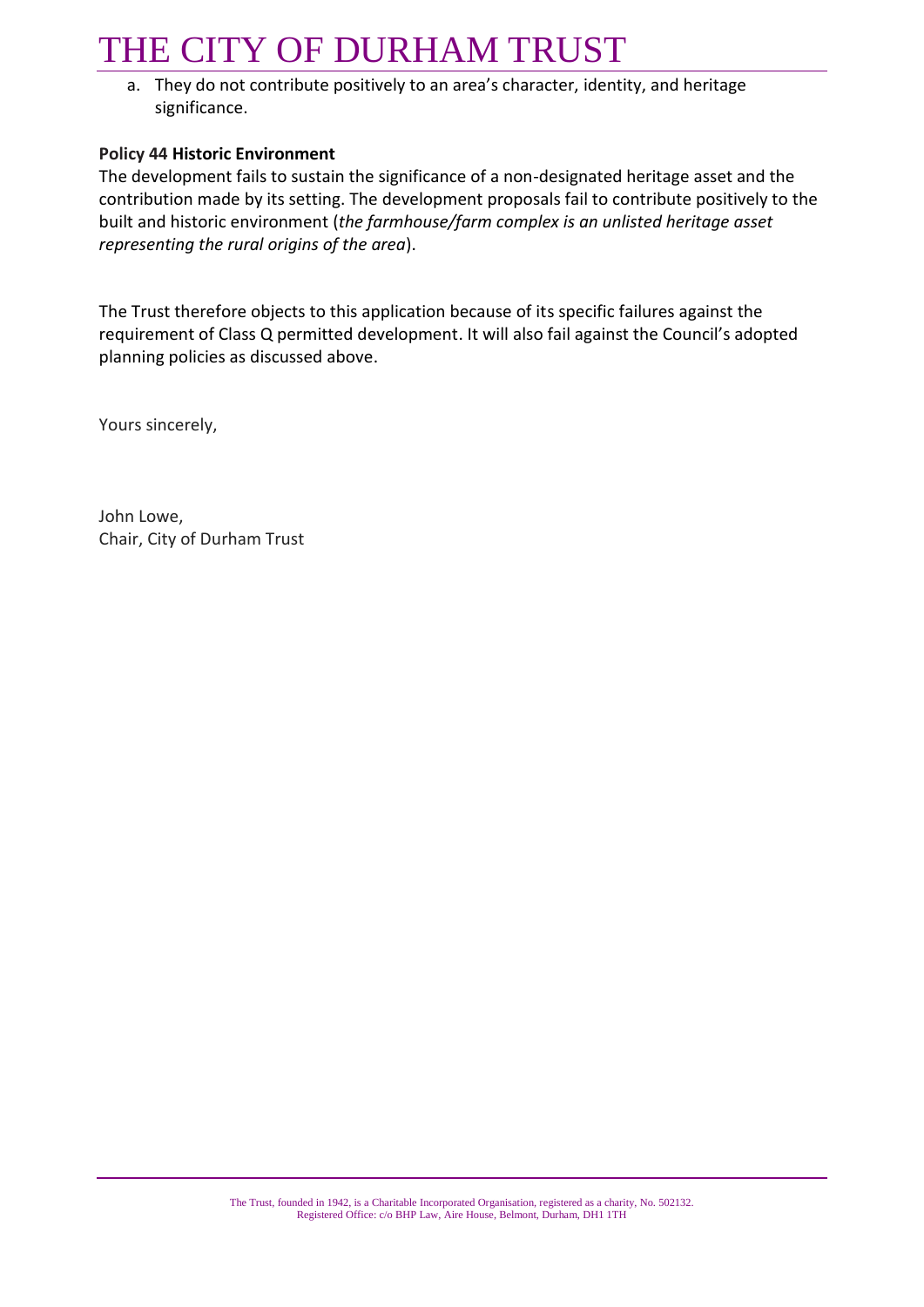a. They do not contribute positively to an area's character, identity, and heritage significance.

**Policy 44 Historic Environment**

The development fails to sustain the significance of a non-designated heritage asset and the contribution made by its setting. The development proposals fail to contribute positively to the built and historic environment (*the farmhouse/farm complex is an unlisted heritage asset representing the rural origins of the area*).

The Trust therefore objects to this application because of its specific failures against the requirement of Class Q permitted development. It will also fail against the Council's adopted planning policies as discussed above.

Yours sincerely,

John Lowe,
Chair, City of Durham Trust